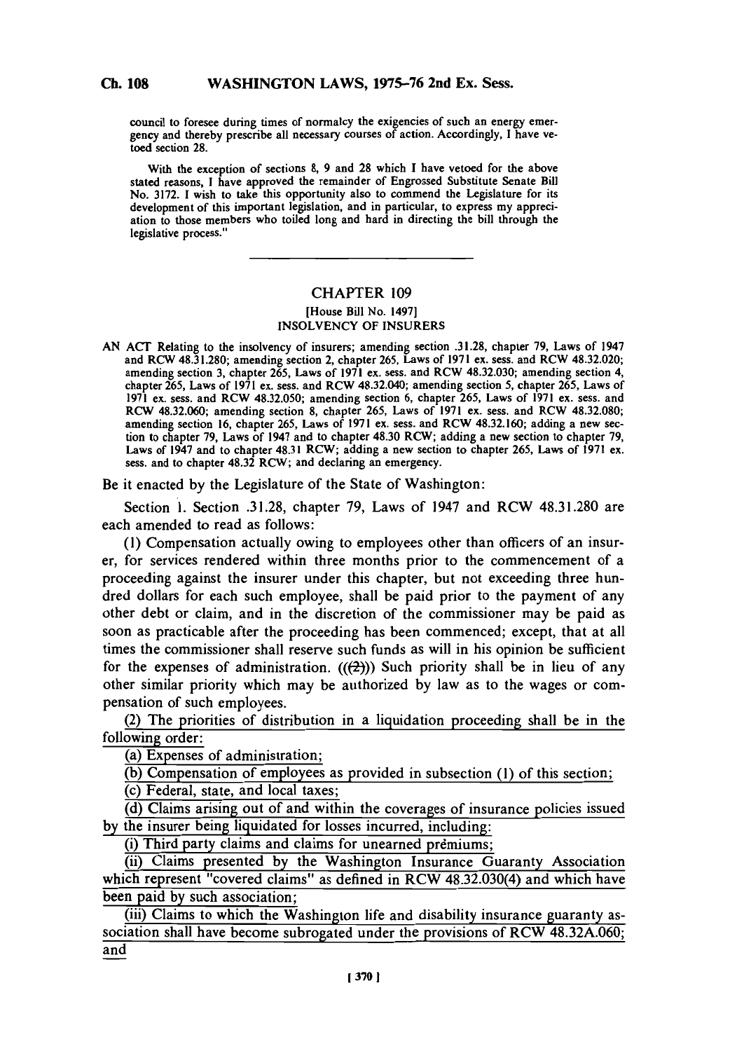council to foresee during times of normalcy the exigencies of such an energy emergency and thereby prescribe all necessary courses of action. Accordingly, I have vetoed section 28.

With the exception of sections 8, 9 and 28 which I have vetoed for the above stated reasons, I have approved the remainder of Engrossed Substitute Senate Bill No. 3172. I wish to take this opportunity also to commend the Legislature for its development of this important legislation, and in particular, to express my appreciation to those members who toiled long and hard in directing the bill through the legislative process."

---

## CHAPTER 109

[House Bill No. 1497]

INSOLVENCY OF INSURERS

AN ACT Relating to the insolvency of insurers; amending section .31.28, chapter 79, Laws of 1947 and RCW 48.31.280; amending section 2, chapter 265, Laws of 1971 ex. sess. and RCW 48.32.020; amending section 3, chapter 265, Laws of 1971 ex. sess. and RCW 48.32.030; amending section 4, chapter 265, Laws of 1971 ex. sess. and RCW 48.32.040; amending section 5, chapter 265, Laws of 1971 ex. sess. and RCW 48.32.050; amending section 6, chapter 265, Laws of 1971 ex. sess. and RCW 48.32.060; amending section 8, chapter 265, Laws of 1971 ex. sess. and RCW 48.32.080; amending section 16, chapter 265, Laws of 1971 ex. sess. and RCW 48.32.160; adding a new section to chapter 79, Laws of 1947 and to chapter 48.30 RCW; adding a new section to chapter 79, Laws of 1947 and to chapter 48.31 RCW; adding a new section to chapter 265, Laws of 1971 ex. sess. and to chapter 48.32 RCW; and declaring an emergency.

Be it enacted by the Legislature of the State of Washington:

Section 1. Section .31.28, chapter 79, Laws of 1947 and RCW 48.31.280 are each amended to read as follows:

(1) Compensation actually owing to employees other than officers of an insurer, for services rendered within three months prior to the commencement of a proceeding against the insurer under this chapter, but not exceeding three hundred dollars for each such employee, shall be paid prior to the payment of any other debt or claim, and in the discretion of the commissioner may be paid as soon as practicable after the proceeding has been commenced; except, that at all times the commissioner shall reserve such funds as will in his opinion be sufficient for the expenses of administration. (((2))) Such priority shall be in lieu of any other similar priority which may be authorized by law as to the wages or compensation of such employees.

<u>(2) The priorities of distribution in a liquidation proceeding shall be in the following order:</u>

<u>(a) Expenses of administration;</u>

<u>(b) Compensation of employees as provided in subsection (1) of this section;</u>

<u>(c) Federal, state, and local taxes;</u>

<u>(d) Claims arising out of and within the coverages of insurance policies issued by the insurer being liquidated for losses incurred, including:</u>

<u>(i) Third party claims and claims for unearned premiums;</u>

<u>(ii) Claims presented by the Washington Insurance Guaranty Association which represent "covered claims" as defined in RCW 48.32.030(4) and which have been paid by such association;</u>

<u>(iii) Claims to which the Washington life and disability insurance guaranty association shall have become subrogated under the provisions of RCW 48.32A.060; and</u>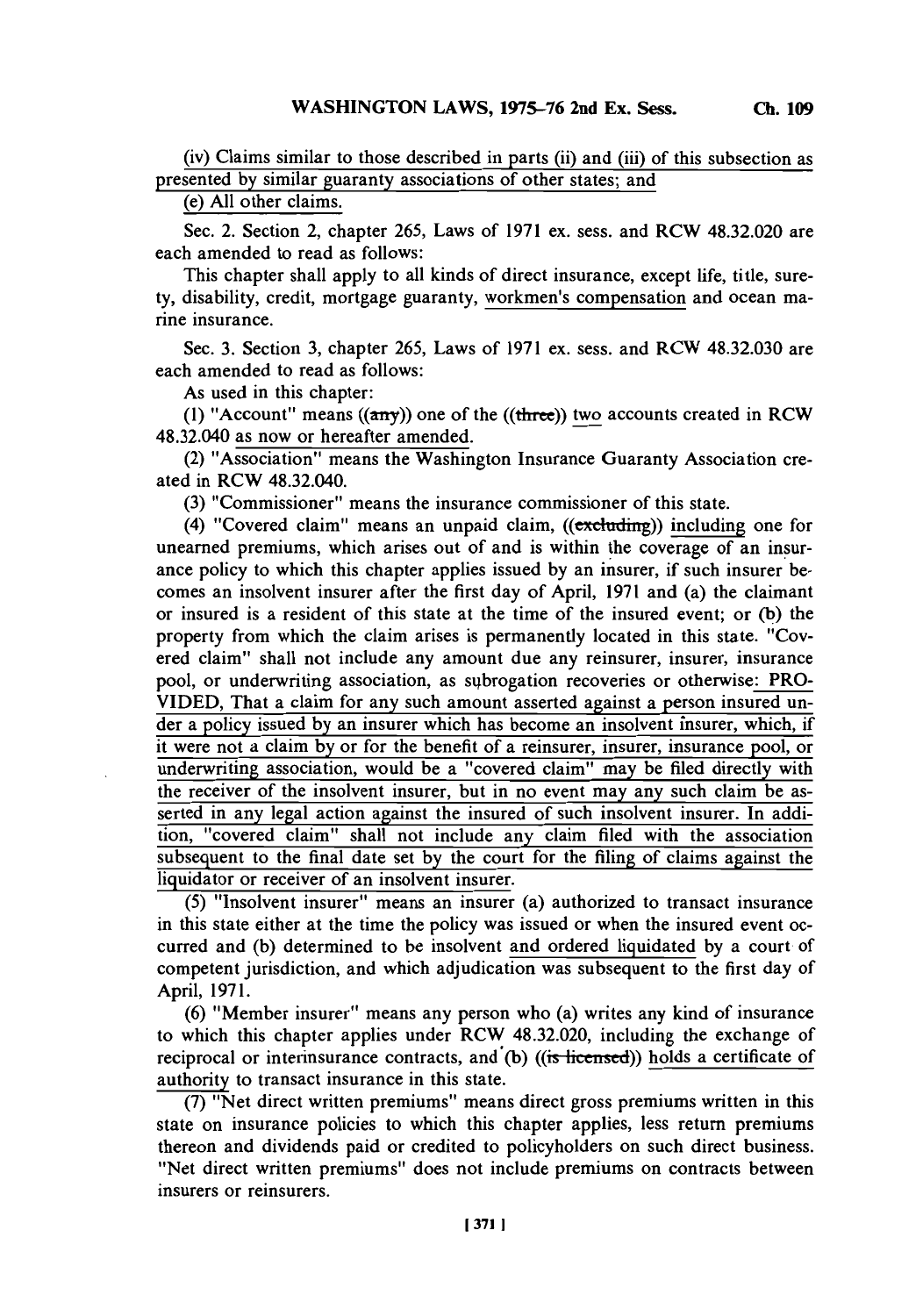(iv) Claims similar to those described in parts (ii) and (iii) of this subsection as presented by similar guaranty associations of other states; and

(e) All other claims.

Sec. 2. Section 2, chapter 265, Laws of 1971 ex. sess. and RCW 48.32.020 are each amended to read as follows:

This chapter shall apply to all kinds of direct insurance, except life, title, surety, disability, credit, mortgage guaranty, workmen's compensation and ocean marine insurance.

Sec. 3. Section 3, chapter 265, Laws of 1971 ex. sess. and RCW 48.32.030 are each amended to read as follows:

As used in this chapter:

(1) "Account" means ((any)) one of the ((three)) two accounts created in RCW 48.32.040 as now or hereafter amended.

(2) "Association" means the Washington Insurance Guaranty Association created in RCW 48.32.040.

(3) "Commissioner" means the insurance commissioner of this state.

(4) "Covered claim" means an unpaid claim, ((excluding)) including one for unearned premiums, which arises out of and is within the coverage of an insurance policy to which this chapter applies issued by an insurer, if such insurer becomes an insolvent insurer after the first day of April, 1971 and (a) the claimant or insured is a resident of this state at the time of the insured event; or (b) the property from which the claim arises is permanently located in this state. "Covered claim" shall not include any amount due any reinsurer, insurer, insurance pool, or underwriting association, as subrogation recoveries or otherwise: PROVIDED, That a claim for any such amount asserted against a person insured under a policy issued by an insurer which has become an insolvent insurer, which, if it were not a claim by or for the benefit of a reinsurer, insurer, insurance pool, or underwriting association, would be a "covered claim" may be filed directly with the receiver of the insolvent insurer, but in no event may any such claim be asserted in any legal action against the insured of such insolvent insurer. In addition, "covered claim" shall not include any claim filed with the association subsequent to the final date set by the court for the filing of claims against the liquidator or receiver of an insolvent insurer.

(5) "Insolvent insurer" means an insurer (a) authorized to transact insurance in this state either at the time the policy was issued or when the insured event occurred and (b) determined to be insolvent and ordered liquidated by a court of competent jurisdiction, and which adjudication was subsequent to the first day of April, 1971.

(6) "Member insurer" means any person who (a) writes any kind of insurance to which this chapter applies under RCW 48.32.020, including the exchange of reciprocal or interinsurance contracts, and (b) ((is licensed)) holds a certificate of authority to transact insurance in this state.

(7) "Net direct written premiums" means direct gross premiums written in this state on insurance policies to which this chapter applies, less return premiums thereon and dividends paid or credited to policyholders on such direct business. "Net direct written premiums" does not include premiums on contracts between insurers or reinsurers.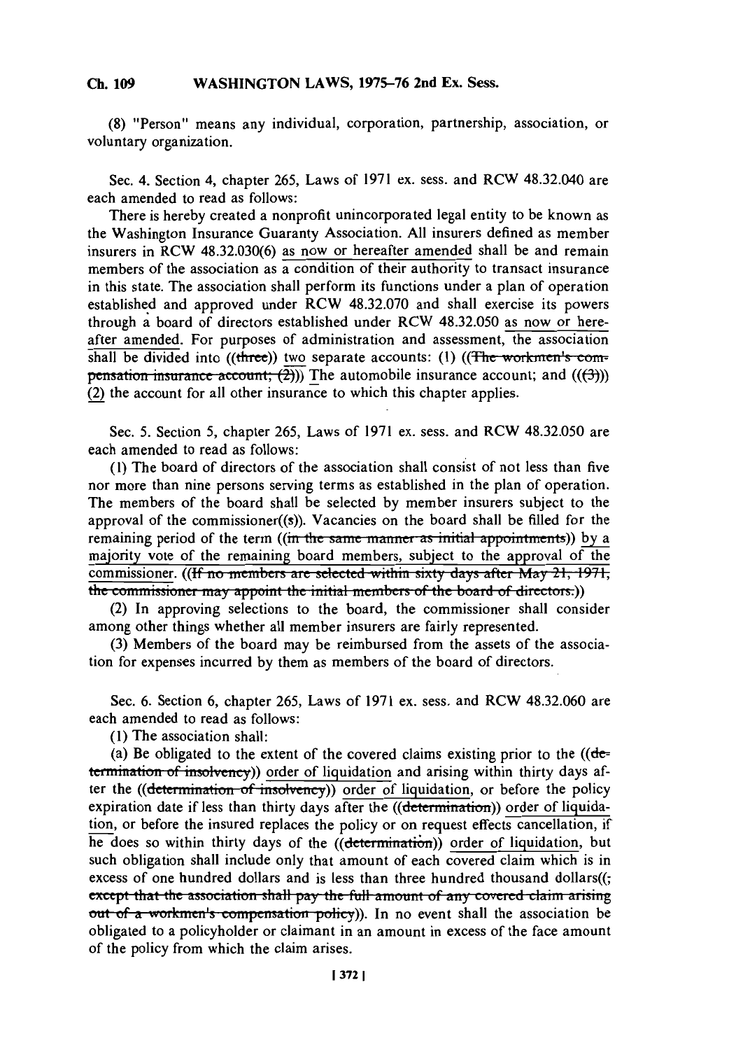(8) "Person" means any individual, corporation, partnership, association, or voluntary organization.

Sec. 4. Section 4, chapter 265, Laws of 1971 ex. sess. and RCW 48.32.040 are each amended to read as follows:

There is hereby created a nonprofit unincorporated legal entity to be known as the Washington Insurance Guaranty Association. All insurers defined as member insurers in RCW 48.32.030(6) as now or hereafter amended shall be and remain members of the association as a condition of their authority to transact insurance in this state. The association shall perform its functions under a plan of operation established and approved under RCW 48.32.070 and shall exercise its powers through a board of directors established under RCW 48.32.050 as now or hereafter amended. For purposes of administration and assessment, the association shall be divided into ((~~three~~)) two separate accounts: (1) ((~~The workmen's compensation insurance account; (2)~~)) The automobile insurance account; and ((~~(3)~~)) (2) the account for all other insurance to which this chapter applies.

Sec. 5. Section 5, chapter 265, Laws of 1971 ex. sess. and RCW 48.32.050 are each amended to read as follows:

(1) The board of directors of the association shall consist of not less than five nor more than nine persons serving terms as established in the plan of operation. The members of the board shall be selected by member insurers subject to the approval of the commissioner((~~s~~)). Vacancies on the board shall be filled for the remaining period of the term ((~~in the same manner as initial appointments~~)) by a majority vote of the remaining board members, subject to the approval of the commissioner. ((~~If no members are selected within sixty days after May 21, 1971, the commissioner may appoint the initial members of the board of directors.~~))

(2) In approving selections to the board, the commissioner shall consider among other things whether all member insurers are fairly represented.

(3) Members of the board may be reimbursed from the assets of the association for expenses incurred by them as members of the board of directors.

Sec. 6. Section 6, chapter 265, Laws of 1971 ex. sess. and RCW 48.32.060 are each amended to read as follows:

(1) The association shall:

(a) Be obligated to the extent of the covered claims existing prior to the ((~~determination of insolvency~~)) order of liquidation and arising within thirty days after the ((~~determination of insolvency~~)) order of liquidation, or before the policy expiration date if less than thirty days after the ((~~determination~~)) order of liquidation, or before the insured replaces the policy or on request effects cancellation, if he does so within thirty days of the ((~~determination~~)) order of liquidation, but such obligation shall include only that amount of each covered claim which is in excess of one hundred dollars and is less than three hundred thousand dollars((~~; except that the association shall pay the full amount of any covered claim arising out of a workmen's compensation policy~~)). In no event shall the association be obligated to a policyholder or claimant in an amount in excess of the face amount of the policy from which the claim arises.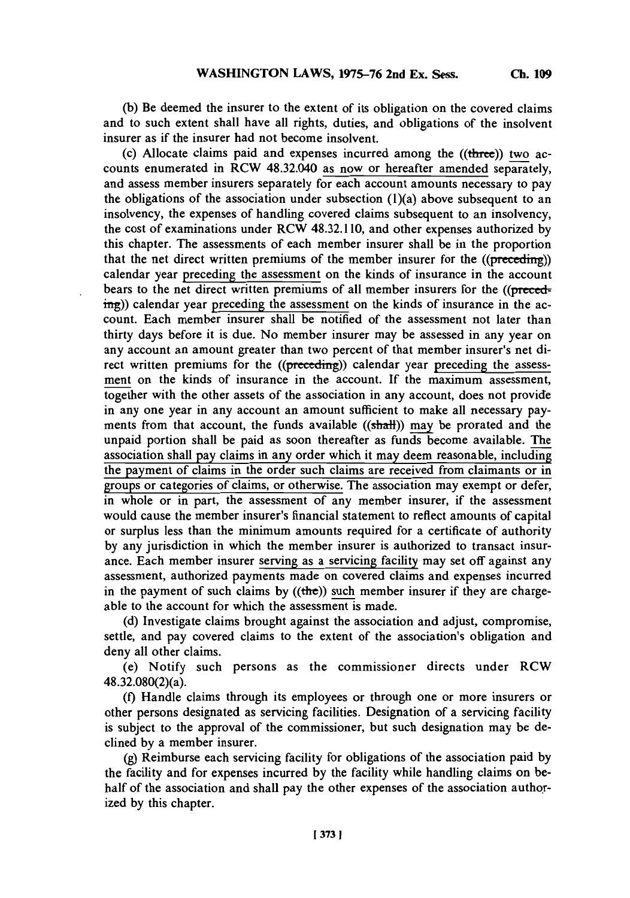(b) Be deemed the insurer to the extent of its obligation on the covered claims and to such extent shall have all rights, duties, and obligations of the insolvent insurer as if the insurer had not become insolvent.

(c) Allocate claims paid and expenses incurred among the ((three)) two accounts enumerated in RCW 48.32.040 as now or hereafter amended separately, and assess member insurers separately for each account amounts necessary to pay the obligations of the association under subsection (1)(a) above subsequent to an insolvency, the expenses of handling covered claims subsequent to an insolvency, the cost of examinations under RCW 48.32.110, and other expenses authorized by this chapter. The assessments of each member insurer shall be in the proportion that the net direct written premiums of the member insurer for the ((preceding)) calendar year preceding the assessment on the kinds of insurance in the account bears to the net direct written premiums of all member insurers for the ((preceding)) calendar year preceding the assessment on the kinds of insurance in the account. Each member insurer shall be notified of the assessment not later than thirty days before it is due. No member insurer may be assessed in any year on any account an amount greater than two percent of that member insurer's net direct written premiums for the ((preceding)) calendar year preceding the assessment on the kinds of insurance in the account. If the maximum assessment, together with the other assets of the association in any account, does not provide in any one year in any account an amount sufficient to make all necessary payments from that account, the funds available ((shall)) may be prorated and the unpaid portion shall be paid as soon thereafter as funds become available. The association shall pay claims in any order which it may deem reasonable, including the payment of claims in the order such claims are received from claimants or in groups or categories of claims, or otherwise. The association may exempt or defer, in whole or in part, the assessment of any member insurer, if the assessment would cause the member insurer's financial statement to reflect amounts of capital or surplus less than the minimum amounts required for a certificate of authority by any jurisdiction in which the member insurer is authorized to transact insurance. Each member insurer serving as a servicing facility may set off against any assessment, authorized payments made on covered claims and expenses incurred in the payment of such claims by ((the)) such member insurer if they are chargeable to the account for which the assessment is made.

(d) Investigate claims brought against the association and adjust, compromise, settle, and pay covered claims to the extent of the association's obligation and deny all other claims.

(e) Notify such persons as the commissioner directs under RCW 48.32.080(2)(a).

(f) Handle claims through its employees or through one or more insurers or other persons designated as servicing facilities. Designation of a servicing facility is subject to the approval of the commissioner, but such designation may be declined by a member insurer.

(g) Reimburse each servicing facility for obligations of the association paid by the facility and for expenses incurred by the facility while handling claims on behalf of the association and shall pay the other expenses of the association authorized by this chapter.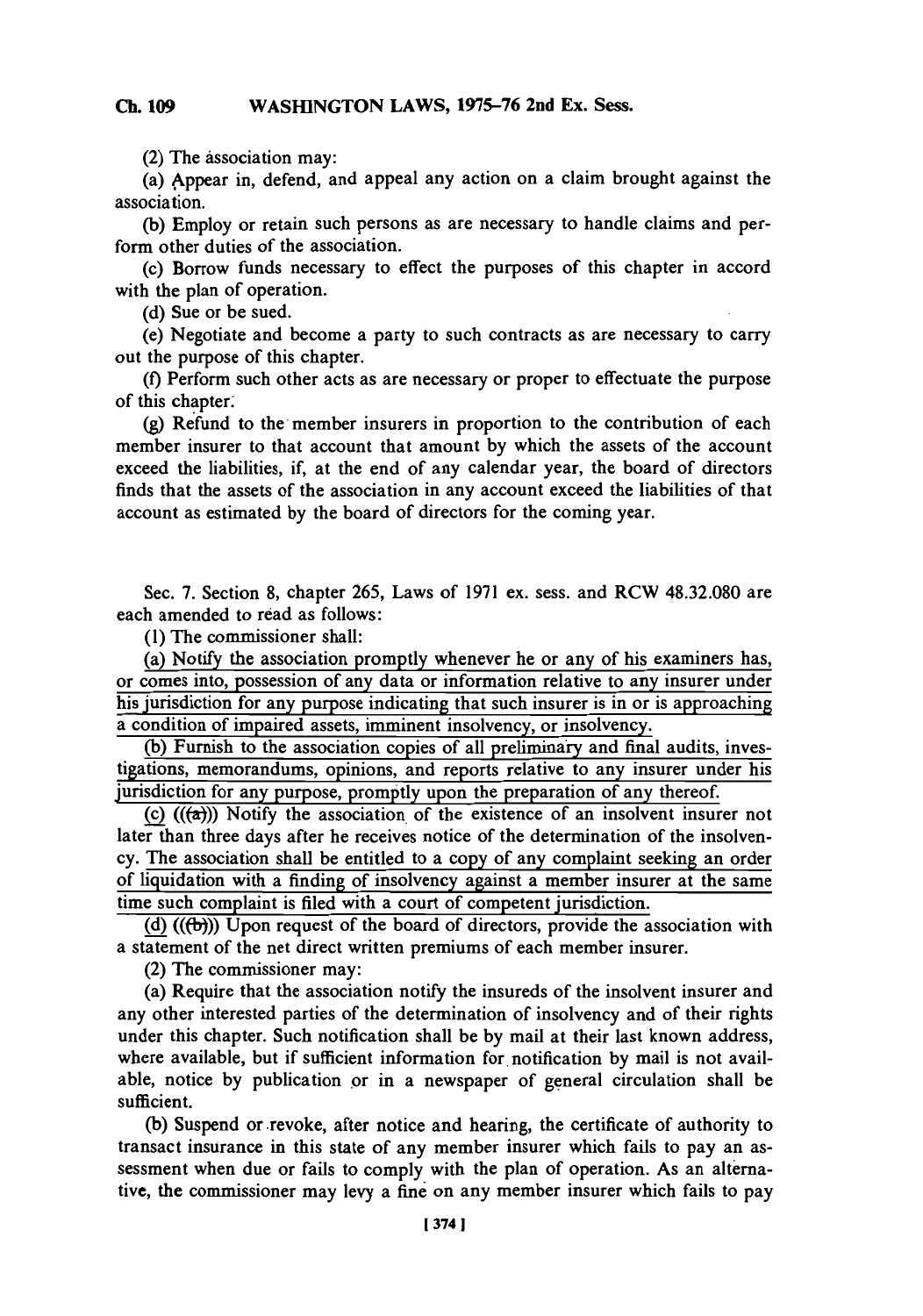(2) The association may:

(a) Appear in, defend, and appeal any action on a claim brought against the association.

(b) Employ or retain such persons as are necessary to handle claims and perform other duties of the association.

(c) Borrow funds necessary to effect the purposes of this chapter in accord with the plan of operation.

(d) Sue or be sued.

(e) Negotiate and become a party to such contracts as are necessary to carry out the purpose of this chapter.

(f) Perform such other acts as are necessary or proper to effectuate the purpose of this chapter.

(g) Refund to the member insurers in proportion to the contribution of each member insurer to that account that amount by which the assets of the account exceed the liabilities, if, at the end of any calendar year, the board of directors finds that the assets of the association in any account exceed the liabilities of that account as estimated by the board of directors for the coming year.

Sec. 7. Section 8, chapter 265, Laws of 1971 ex. sess. and RCW 48.32.080 are each amended to read as follows:

(1) The commissioner shall:

(a) Notify the association promptly whenever he or any of his examiners has, or comes into, possession of any data or information relative to any insurer under his jurisdiction for any purpose indicating that such insurer is in or is approaching a condition of impaired assets, imminent insolvency, or insolvency.

(b) Furnish to the association copies of all preliminary and final audits, investigations, memorandums, opinions, and reports relative to any insurer under his jurisdiction for any purpose, promptly upon the preparation of any thereof.

(c) ((~~(a)~~)) Notify the association of the existence of an insolvent insurer not later than three days after he receives notice of the determination of the insolvency. The association shall be entitled to a copy of any complaint seeking an order of liquidation with a finding of insolvency against a member insurer at the same time such complaint is filed with a court of competent jurisdiction.

(d) ((~~(b)~~)) Upon request of the board of directors, provide the association with a statement of the net direct written premiums of each member insurer.

(2) The commissioner may:

(a) Require that the association notify the insureds of the insolvent insurer and any other interested parties of the determination of insolvency and of their rights under this chapter. Such notification shall be by mail at their last known address, where available, but if sufficient information for notification by mail is not available, notice by publication or in a newspaper of general circulation shall be sufficient.

(b) Suspend or revoke, after notice and hearing, the certificate of authority to transact insurance in this state of any member insurer which fails to pay an assessment when due or fails to comply with the plan of operation. As an alternative, the commissioner may levy a fine on any member insurer which fails to pay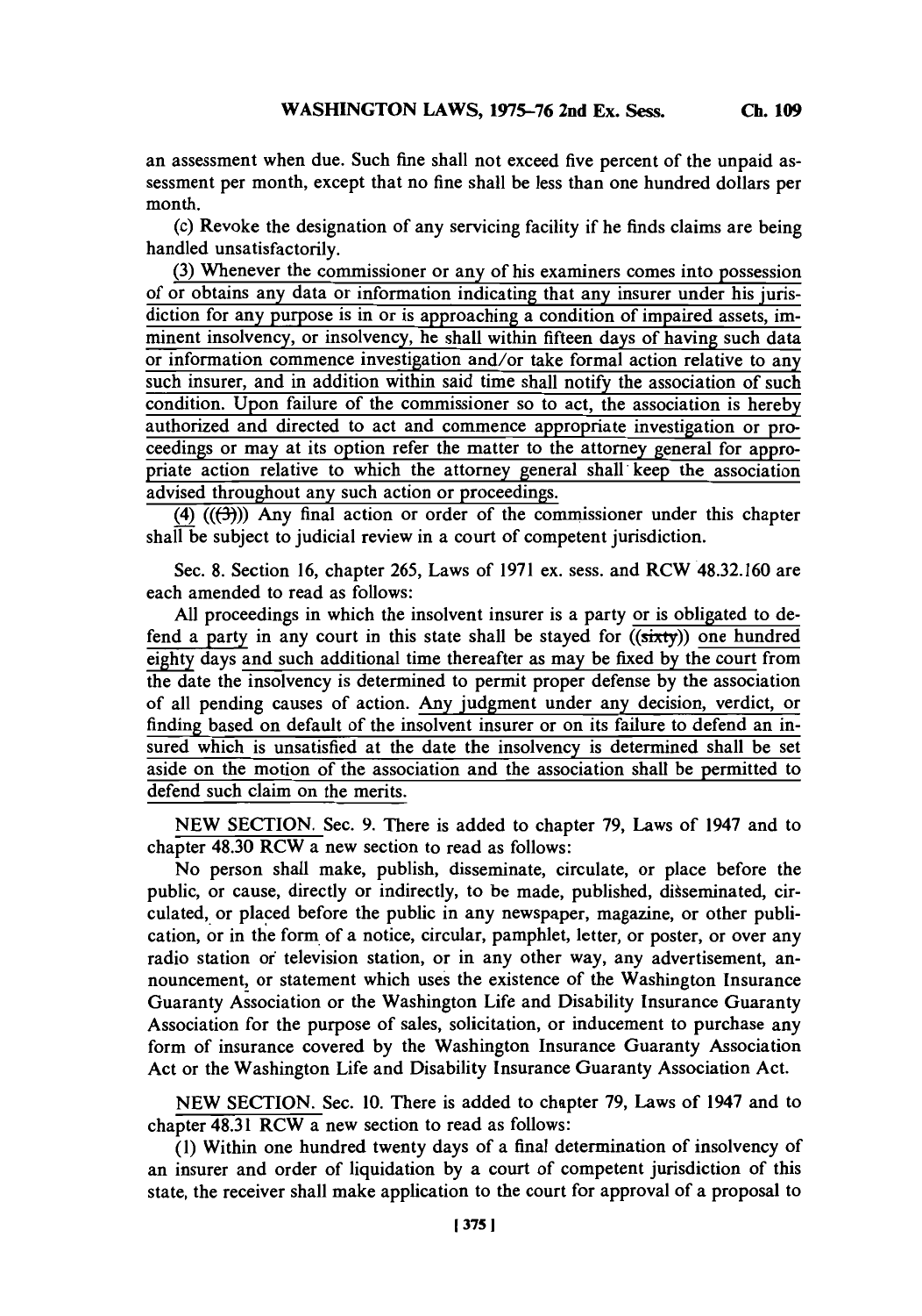an assessment when due. Such fine shall not exceed five percent of the unpaid assessment per month, except that no fine shall be less than one hundred dollars per month.

(c) Revoke the designation of any servicing facility if he finds claims are being handled unsatisfactorily.

(3) Whenever the commissioner or any of his examiners comes into possession of or obtains any data or information indicating that any insurer under his jurisdiction for any purpose is in or is approaching a condition of impaired assets, imminent insolvency, or insolvency, he shall within fifteen days of having such data or information commence investigation and/or take formal action relative to any such insurer, and in addition within said time shall notify the association of such condition. Upon failure of the commissioner so to act, the association is hereby authorized and directed to act and commence appropriate investigation or proceedings or may at its option refer the matter to the attorney general for appropriate action relative to which the attorney general shall keep the association advised throughout any such action or proceedings.

(4) (((3))) Any final action or order of the commissioner under this chapter shall be subject to judicial review in a court of competent jurisdiction.

Sec. 8. Section 16, chapter 265, Laws of 1971 ex. sess. and RCW 48.32.160 are each amended to read as follows:

All proceedings in which the insolvent insurer is a party or is obligated to defend a party in any court in this state shall be stayed for ((sixty)) one hundred eighty days and such additional time thereafter as may be fixed by the court from the date the insolvency is determined to permit proper defense by the association of all pending causes of action. Any judgment under any decision, verdict, or finding based on default of the insolvent insurer or on its failure to defend an insured which is unsatisfied at the date the insolvency is determined shall be set aside on the motion of the association and the association shall be permitted to defend such claim on the merits.

NEW SECTION. Sec. 9. There is added to chapter 79, Laws of 1947 and to chapter 48.30 RCW a new section to read as follows:

No person shall make, publish, disseminate, circulate, or place before the public, or cause, directly or indirectly, to be made, published, disseminated, circulated, or placed before the public in any newspaper, magazine, or other publication, or in the form of a notice, circular, pamphlet, letter, or poster, or over any radio station or television station, or in any other way, any advertisement, announcement, or statement which uses the existence of the Washington Insurance Guaranty Association or the Washington Life and Disability Insurance Guaranty Association for the purpose of sales, solicitation, or inducement to purchase any form of insurance covered by the Washington Insurance Guaranty Association Act or the Washington Life and Disability Insurance Guaranty Association Act.

NEW SECTION. Sec. 10. There is added to chapter 79, Laws of 1947 and to chapter 48.31 RCW a new section to read as follows:

(1) Within one hundred twenty days of a final determination of insolvency of an insurer and order of liquidation by a court of competent jurisdiction of this state, the receiver shall make application to the court for approval of a proposal to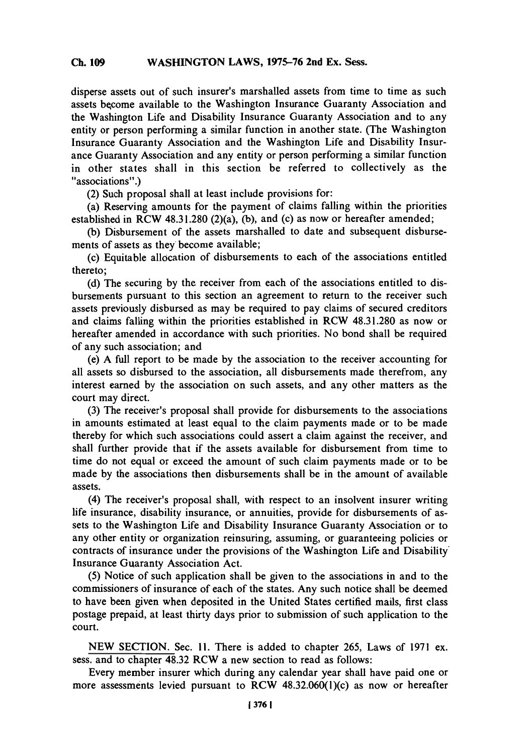disperse assets out of such insurer's marshalled assets from time to time as such assets become available to the Washington Insurance Guaranty Association and the Washington Life and Disability Insurance Guaranty Association and to any entity or person performing a similar function in another state. (The Washington Insurance Guaranty Association and the Washington Life and Disability Insurance Guaranty Association and any entity or person performing a similar function in other states shall in this section be referred to collectively as the "associations".)

(2) Such proposal shall at least include provisions for:

(a) Reserving amounts for the payment of claims falling within the priorities established in RCW 48.31.280 (2)(a), (b), and (c) as now or hereafter amended;

(b) Disbursement of the assets marshalled to date and subsequent disbursements of assets as they become available;

(c) Equitable allocation of disbursements to each of the associations entitled thereto;

(d) The securing by the receiver from each of the associations entitled to disbursements pursuant to this section an agreement to return to the receiver such assets previously disbursed as may be required to pay claims of secured creditors and claims falling within the priorities established in RCW 48.31.280 as now or hereafter amended in accordance with such priorities. No bond shall be required of any such association; and

(e) A full report to be made by the association to the receiver accounting for all assets so disbursed to the association, all disbursements made therefrom, any interest earned by the association on such assets, and any other matters as the court may direct.

(3) The receiver's proposal shall provide for disbursements to the associations in amounts estimated at least equal to the claim payments made or to be made thereby for which such associations could assert a claim against the receiver, and shall further provide that if the assets available for disbursement from time to time do not equal or exceed the amount of such claim payments made or to be made by the associations then disbursements shall be in the amount of available assets.

(4) The receiver's proposal shall, with respect to an insolvent insurer writing life insurance, disability insurance, or annuities, provide for disbursements of assets to the Washington Life and Disability Insurance Guaranty Association or to any other entity or organization reinsuring, assuming, or guaranteeing policies or contracts of insurance under the provisions of the Washington Life and Disability Insurance Guaranty Association Act.

(5) Notice of such application shall be given to the associations in and to the commissioners of insurance of each of the states. Any such notice shall be deemed to have been given when deposited in the United States certified mails, first class postage prepaid, at least thirty days prior to submission of such application to the court.

NEW SECTION. Sec. 11. There is added to chapter 265, Laws of 1971 ex. sess. and to chapter 48.32 RCW a new section to read as follows:

Every member insurer which during any calendar year shall have paid one or more assessments levied pursuant to RCW 48.32.060(1)(c) as now or hereafter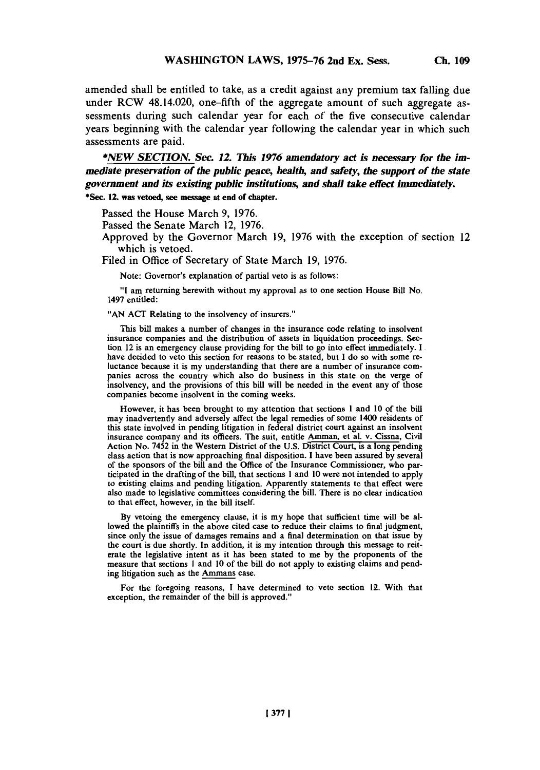amended shall be entitled to take, as a credit against any premium tax falling due under RCW 48.14.020, one-fifth of the aggregate amount of such aggregate assessments during such calendar year for each of the five consecutive calendar years beginning with the calendar year following the calendar year in which such assessments are paid.

****NEW SECTION.*** ***Sec. 12. This 1976 amendatory act is necessary for the immediate preservation of the public peace, health, and safety, the support of the state government and its existing public institutions, and shall take effect immediately.***

*Sec. 12. was vetoed, see message at end of chapter.

Passed the House March 9, 1976.

Passed the Senate March 12, 1976.

Approved by the Governor March 19, 1976 with the exception of section 12 which is vetoed.

Filed in Office of Secretary of State March 19, 1976.

Note: Governor's explanation of partial veto is as follows:

"I am returning herewith without my approval as to one section House Bill No. 1497 entitled:

"AN ACT Relating to the insolvency of insurers."

This bill makes a number of changes in the insurance code relating to insolvent insurance companies and the distribution of assets in liquidation proceedings. Section 12 is an emergency clause providing for the bill to go into effect immediately. I have decided to veto this section for reasons to be stated, but I do so with some reluctance because it is my understanding that there are a number of insurance companies across the country which also do business in this state on the verge of insolvency, and the provisions of this bill will be needed in the event any of those companies become insolvent in the coming weeks.

However, it has been brought to my attention that sections 1 and 10 of the bill may inadvertently and adversely affect the legal remedies of some 1400 residents of this state involved in pending litigation in federal district court against an insolvent insurance company and its officers. The suit, entitle Amman, et al. v. Cissna, Civil Action No. 7452 in the Western District of the U.S. District Court, is a long pending class action that is now approaching final disposition. I have been assured by several of the sponsors of the bill and the Office of the Insurance Commissioner, who participated in the drafting of the bill, that sections 1 and 10 were not intended to apply to existing claims and pending litigation. Apparently statements to that effect were also made to legislative committees considering the bill. There is no clear indication to that effect, however, in the bill itself.

By vetoing the emergency clause, it is my hope that sufficient time will be allowed the plaintiffs in the above cited case to reduce their claims to final judgment, since only the issue of damages remains and a final determination on that issue by the court is due shortly. In addition, it is my intention through this message to reiterate the legislative intent as it has been stated to me by the proponents of the measure that sections 1 and 10 of the bill do not apply to existing claims and pending litigation such as the Ammans case.

For the foregoing reasons, I have determined to veto section 12. With that exception, the remainder of the bill is approved."